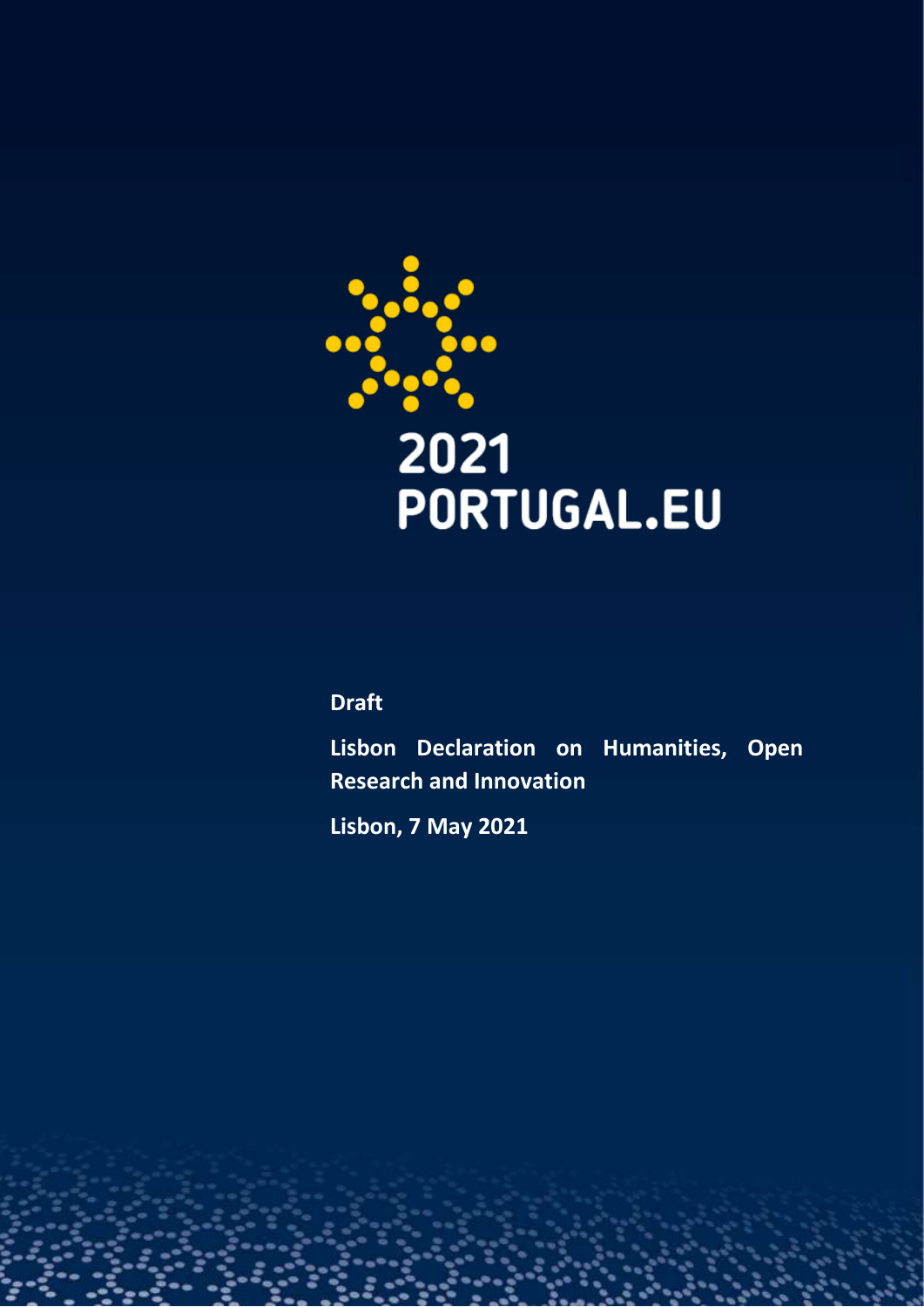2021
PORTUGAL.EU

**Draft**

**Lisbon Declaration on Humanities, Open Research and Innovation**

**Lisbon, 7 May 2021**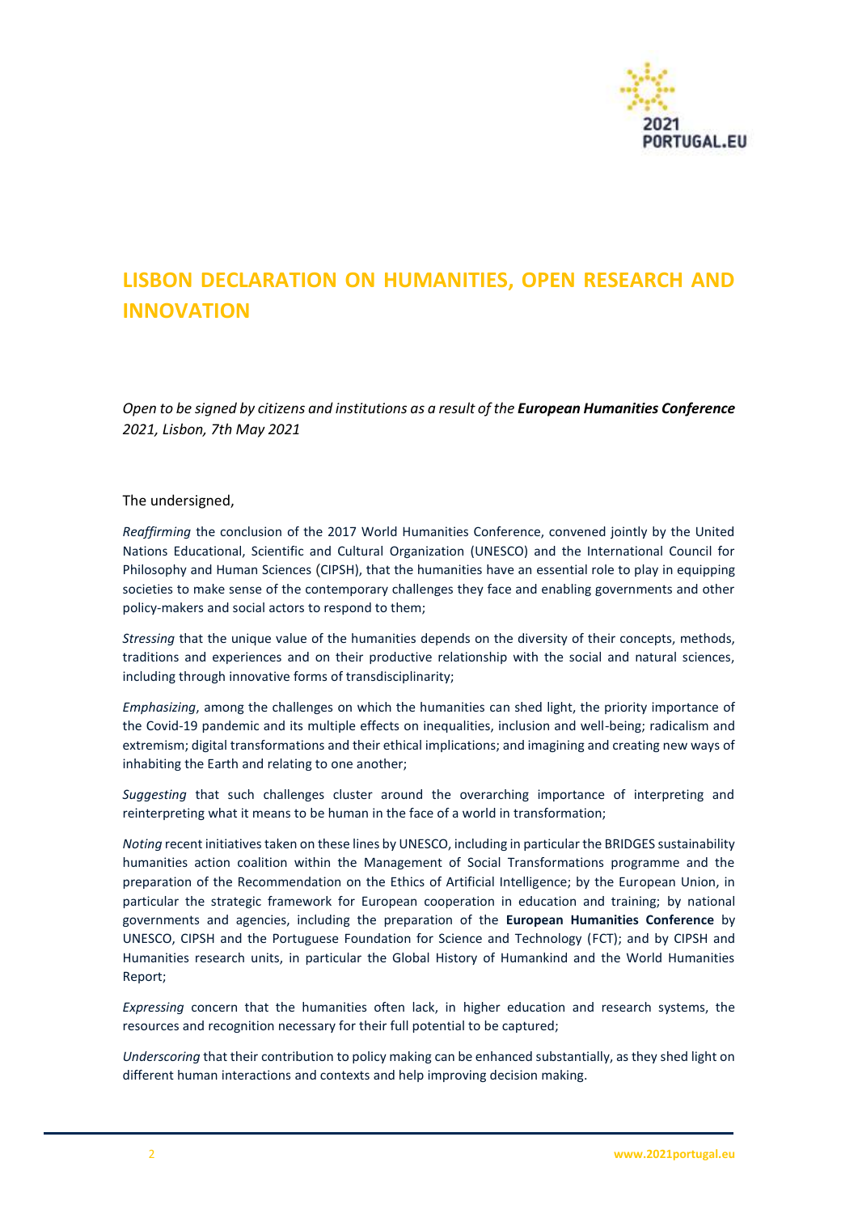# LISBON DECLARATION ON HUMANITIES, OPEN RESEARCH AND INNOVATION

*Open to be signed by citizens and institutions as a result of the* ***European Humanities Conference*** *2021, Lisbon, 7th May 2021*

The undersigned,

*Reaffirming* the conclusion of the 2017 World Humanities Conference, convened jointly by the United Nations Educational, Scientific and Cultural Organization (UNESCO) and the International Council for Philosophy and Human Sciences (CIPSH), that the humanities have an essential role to play in equipping societies to make sense of the contemporary challenges they face and enabling governments and other policy-makers and social actors to respond to them;

*Stressing* that the unique value of the humanities depends on the diversity of their concepts, methods, traditions and experiences and on their productive relationship with the social and natural sciences, including through innovative forms of transdisciplinarity;

*Emphasizing*, among the challenges on which the humanities can shed light, the priority importance of the Covid-19 pandemic and its multiple effects on inequalities, inclusion and well-being; radicalism and extremism; digital transformations and their ethical implications; and imagining and creating new ways of inhabiting the Earth and relating to one another;

*Suggesting* that such challenges cluster around the overarching importance of interpreting and reinterpreting what it means to be human in the face of a world in transformation;

*Noting* recent initiatives taken on these lines by UNESCO, including in particular the BRIDGES sustainability humanities action coalition within the Management of Social Transformations programme and the preparation of the Recommendation on the Ethics of Artificial Intelligence; by the European Union, in particular the strategic framework for European cooperation in education and training; by national governments and agencies, including the preparation of the **European Humanities Conference** by UNESCO, CIPSH and the Portuguese Foundation for Science and Technology (FCT); and by CIPSH and Humanities research units, in particular the Global History of Humankind and the World Humanities Report;

*Expressing* concern that the humanities often lack, in higher education and research systems, the resources and recognition necessary for their full potential to be captured;

*Underscoring* that their contribution to policy making can be enhanced substantially, as they shed light on different human interactions and contexts and help improving decision making.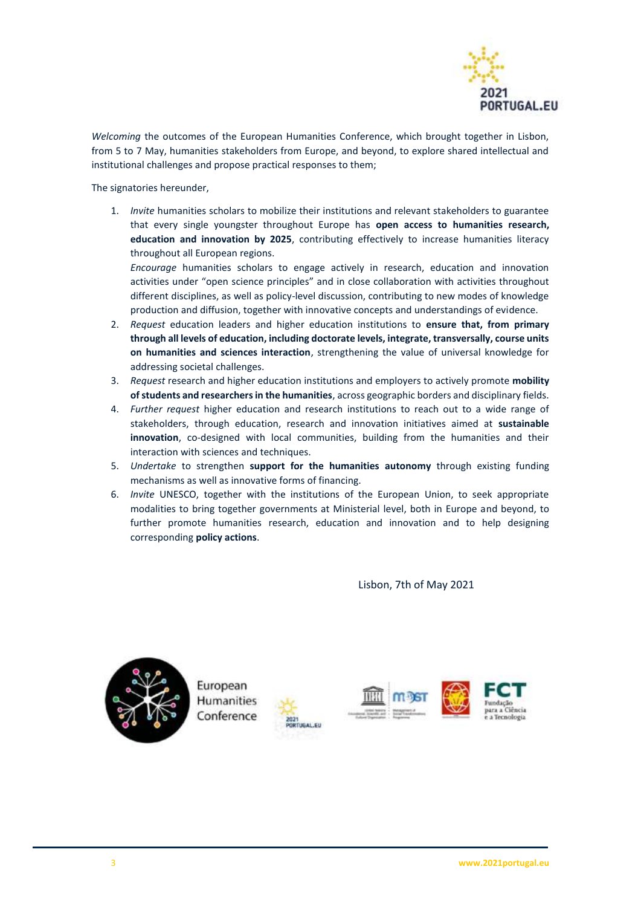*Welcoming* the outcomes of the European Humanities Conference, which brought together in Lisbon, from 5 to 7 May, humanities stakeholders from Europe, and beyond, to explore shared intellectual and institutional challenges and propose practical responses to them;

The signatories hereunder,

1. *Invite* humanities scholars to mobilize their institutions and relevant stakeholders to guarantee that every single youngster throughout Europe has **open access to humanities research, education and innovation by 2025**, contributing effectively to increase humanities literacy throughout all European regions.
   *Encourage* humanities scholars to engage actively in research, education and innovation activities under "open science principles" and in close collaboration with activities throughout different disciplines, as well as policy-level discussion, contributing to new modes of knowledge production and diffusion, together with innovative concepts and understandings of evidence.
2. *Request* education leaders and higher education institutions to **ensure that, from primary through all levels of education, including doctorate levels, integrate, transversally, course units on humanities and sciences interaction**, strengthening the value of universal knowledge for addressing societal challenges.
3. *Request* research and higher education institutions and employers to actively promote **mobility of students and researchers in the humanities**, across geographic borders and disciplinary fields.
4. *Further request* higher education and research institutions to reach out to a wide range of stakeholders, through education, research and innovation initiatives aimed at **sustainable innovation**, co-designed with local communities, building from the humanities and their interaction with sciences and techniques.
5. *Undertake* to strengthen **support for the humanities autonomy** through existing funding mechanisms as well as innovative forms of financing.
6. *Invite* UNESCO, together with the institutions of the European Union, to seek appropriate modalities to bring together governments at Ministerial level, both in Europe and beyond, to further promote humanities research, education and innovation and to help designing corresponding **policy actions**.

Lisbon, 7th of May 2021

European Humanities Conference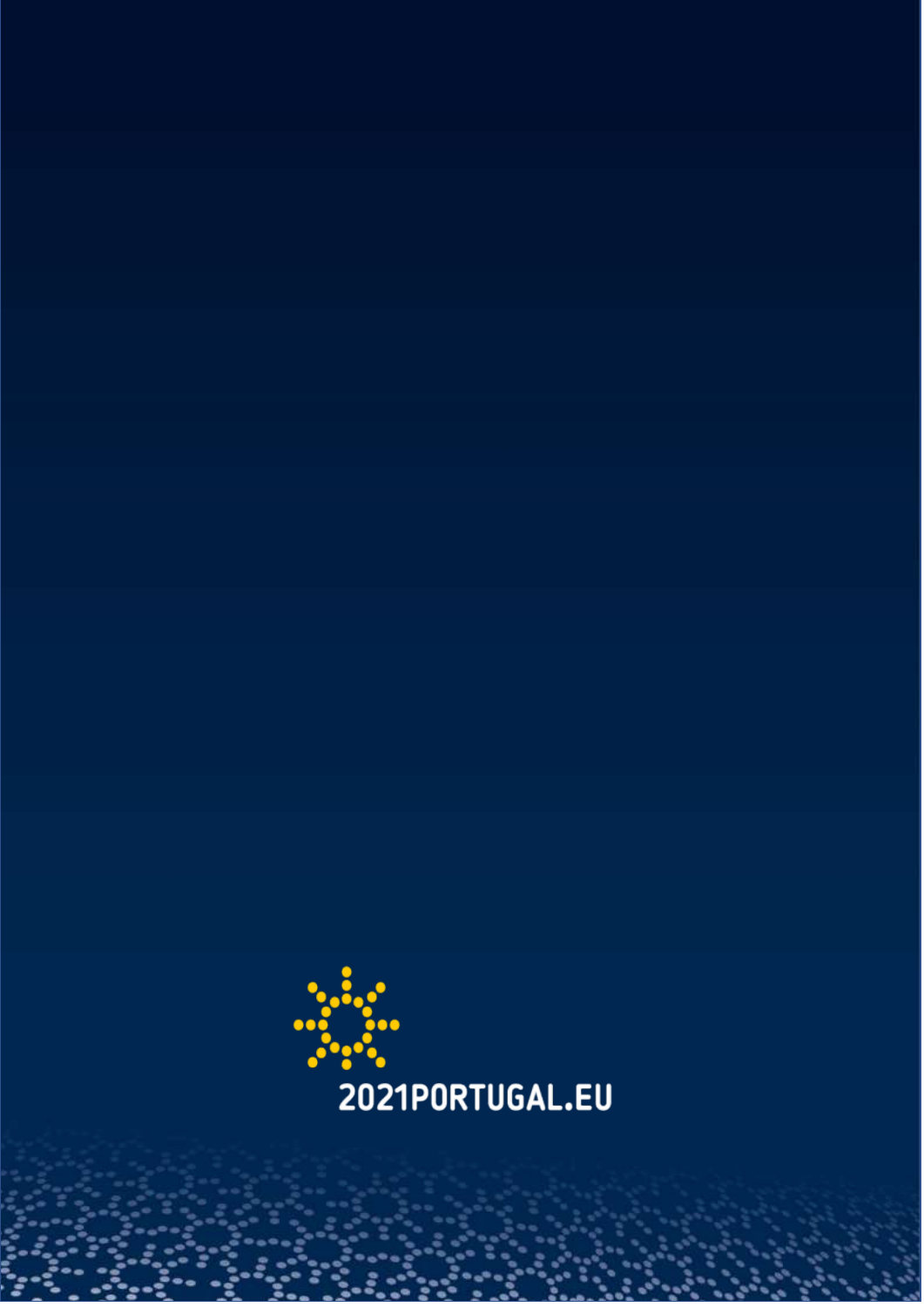2021PORTUGAL.EU